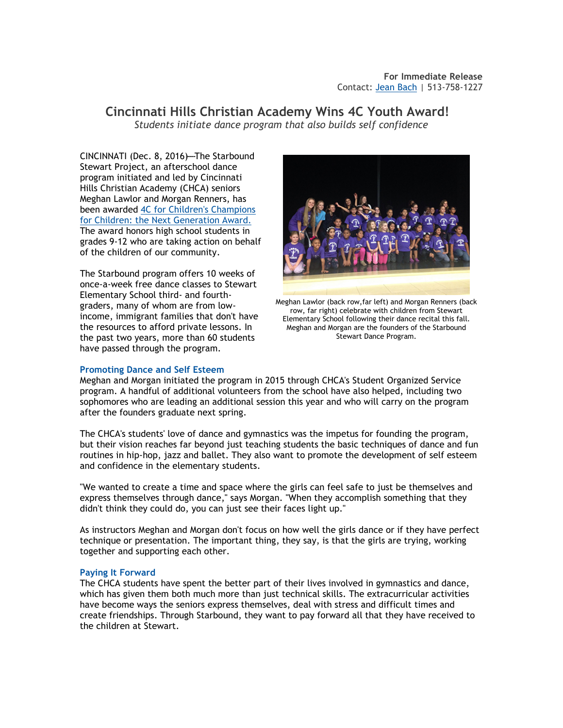**For Immediate Release**
Contact: Jean Bach | 513-758-1227

# Cincinnati Hills Christian Academy Wins 4C Youth Award!

*Students initiate dance program that also builds self confidence*

CINCINNATI (Dec. 8, 2016)—The Starbound Stewart Project, an afterschool dance program initiated and led by Cincinnati Hills Christian Academy (CHCA) seniors Meghan Lawlor and Morgan Renners, has been awarded 4C for Children's Champions for Children: the Next Generation Award. The award honors high school students in grades 9-12 who are taking action on behalf of the children of our community.

The Starbound program offers 10 weeks of once-a-week free dance classes to Stewart Elementary School third- and fourth-graders, many of whom are from low-income, immigrant families that don't have the resources to afford private lessons. In the past two years, more than 60 students have passed through the program.

Meghan Lawlor (back row,far left) and Morgan Renners (back row, far right) celebrate with children from Stewart Elementary School following their dance recital this fall. Meghan and Morgan are the founders of the Starbound Stewart Dance Program.

### Promoting Dance and Self Esteem

Meghan and Morgan initiated the program in 2015 through CHCA's Student Organized Service program. A handful of additional volunteers from the school have also helped, including two sophomores who are leading an additional session this year and who will carry on the program after the founders graduate next spring.

The CHCA's students' love of dance and gymnastics was the impetus for founding the program, but their vision reaches far beyond just teaching students the basic techniques of dance and fun routines in hip-hop, jazz and ballet. They also want to promote the development of self esteem and confidence in the elementary students.

"We wanted to create a time and space where the girls can feel safe to just be themselves and express themselves through dance," says Morgan. "When they accomplish something that they didn't think they could do, you can just see their faces light up."

As instructors Meghan and Morgan don't focus on how well the girls dance or if they have perfect technique or presentation. The important thing, they say, is that the girls are trying, working together and supporting each other.

### Paying It Forward

The CHCA students have spent the better part of their lives involved in gymnastics and dance, which has given them both much more than just technical skills. The extracurricular activities have become ways the seniors express themselves, deal with stress and difficult times and create friendships. Through Starbound, they want to pay forward all that they have received to the children at Stewart.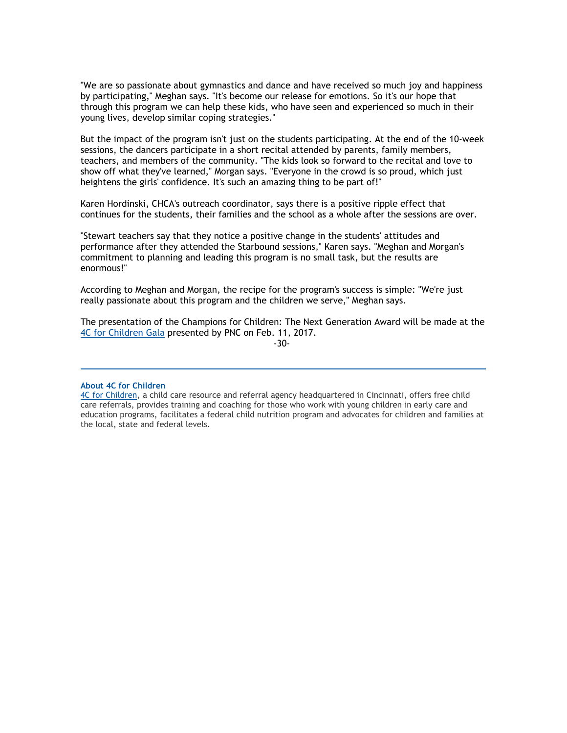"We are so passionate about gymnastics and dance and have received so much joy and happiness by participating," Meghan says. "It's become our release for emotions. So it's our hope that through this program we can help these kids, who have seen and experienced so much in their young lives, develop similar coping strategies."

But the impact of the program isn't just on the students participating. At the end of the 10-week sessions, the dancers participate in a short recital attended by parents, family members, teachers, and members of the community. "The kids look so forward to the recital and love to show off what they've learned," Morgan says. "Everyone in the crowd is so proud, which just heightens the girls' confidence. It's such an amazing thing to be part of!"

Karen Hordinski, CHCA's outreach coordinator, says there is a positive ripple effect that continues for the students, their families and the school as a whole after the sessions are over.

"Stewart teachers say that they notice a positive change in the students' attitudes and performance after they attended the Starbound sessions," Karen says. "Meghan and Morgan's commitment to planning and leading this program is no small task, but the results are enormous!"

According to Meghan and Morgan, the recipe for the program's success is simple: "We're just really passionate about this program and the children we serve," Meghan says.

The presentation of the Champions for Children: The Next Generation Award will be made at the 4C for Children Gala presented by PNC on Feb. 11, 2017.

-30-

---

**About 4C for Children**

4C for Children, a child care resource and referral agency headquartered in Cincinnati, offers free child care referrals, provides training and coaching for those who work with young children in early care and education programs, facilitates a federal child nutrition program and advocates for children and families at the local, state and federal levels.